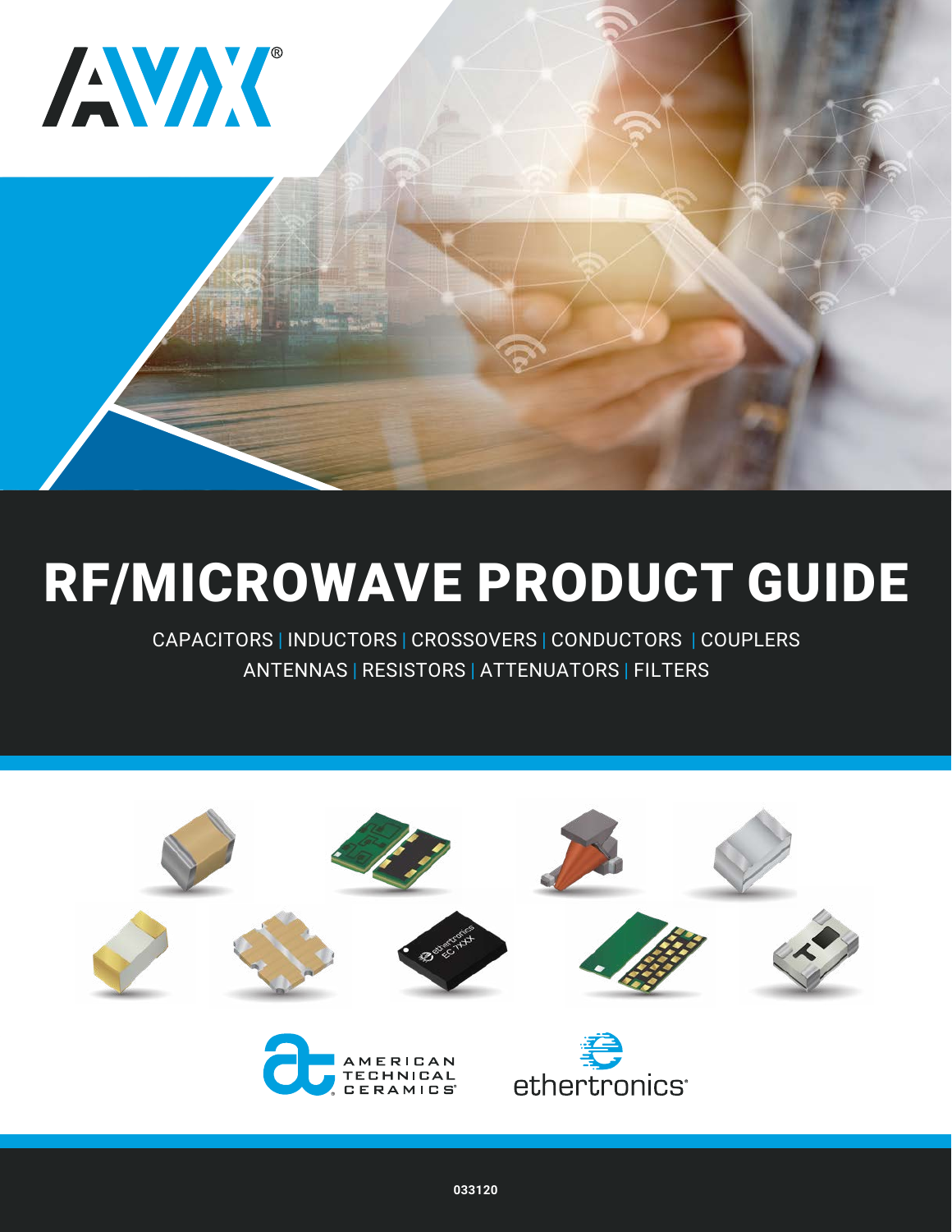AVX®

# RF/MICROWAVE PRODUCT GUIDE

CAPACITORS | INDUCTORS | CROSSOVERS | CONDUCTORS | COUPLERS
ANTENNAS | RESISTORS | ATTENUATORS | FILTERS

AMERICAN TECHNICAL CERAMICS®

ethertronics®

033120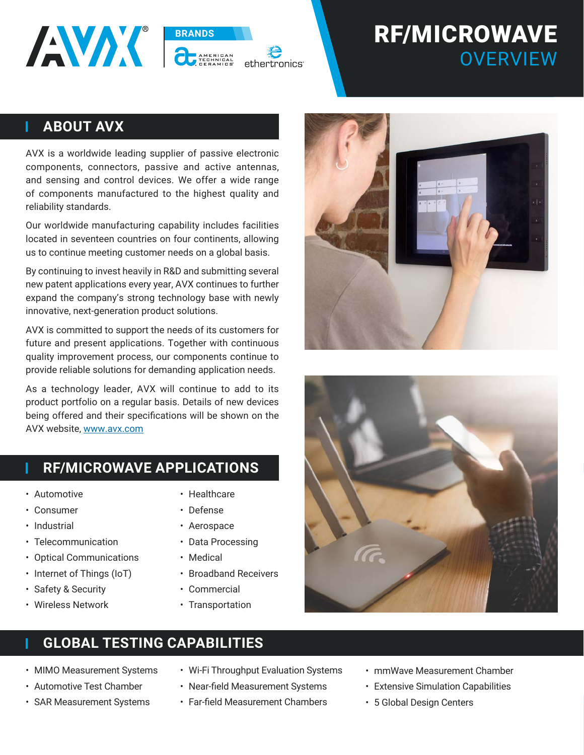# RF/MICROWAVE OVERVIEW

BRANDS

## ABOUT AVX

AVX is a worldwide leading supplier of passive electronic components, connectors, passive and active antennas, and sensing and control devices. We offer a wide range of components manufactured to the highest quality and reliability standards.

Our worldwide manufacturing capability includes facilities located in seventeen countries on four continents, allowing us to continue meeting customer needs on a global basis.

By continuing to invest heavily in R&D and submitting several new patent applications every year, AVX continues to further expand the company's strong technology base with newly innovative, next-generation product solutions.

AVX is committed to support the needs of its customers for future and present applications. Together with continuous quality improvement process, our components continue to provide reliable solutions for demanding application needs.

As a technology leader, AVX will continue to add to its product portfolio on a regular basis. Details of new devices being offered and their specifications will be shown on the AVX website, www.avx.com

## RF/MICROWAVE APPLICATIONS

- Automotive
- Consumer
- Industrial
- Telecommunication
- Optical Communications
- Internet of Things (IoT)
- Safety & Security
- Wireless Network
- Healthcare
- Defense
- Aerospace
- Data Processing
- Medical
- Broadband Receivers
- Commercial
- Transportation

## GLOBAL TESTING CAPABILITIES

- MIMO Measurement Systems
- Automotive Test Chamber
- SAR Measurement Systems
- Wi-Fi Throughput Evaluation Systems
- Near-field Measurement Systems
- Far-field Measurement Chambers
- mmWave Measurement Chamber
- Extensive Simulation Capabilities
- 5 Global Design Centers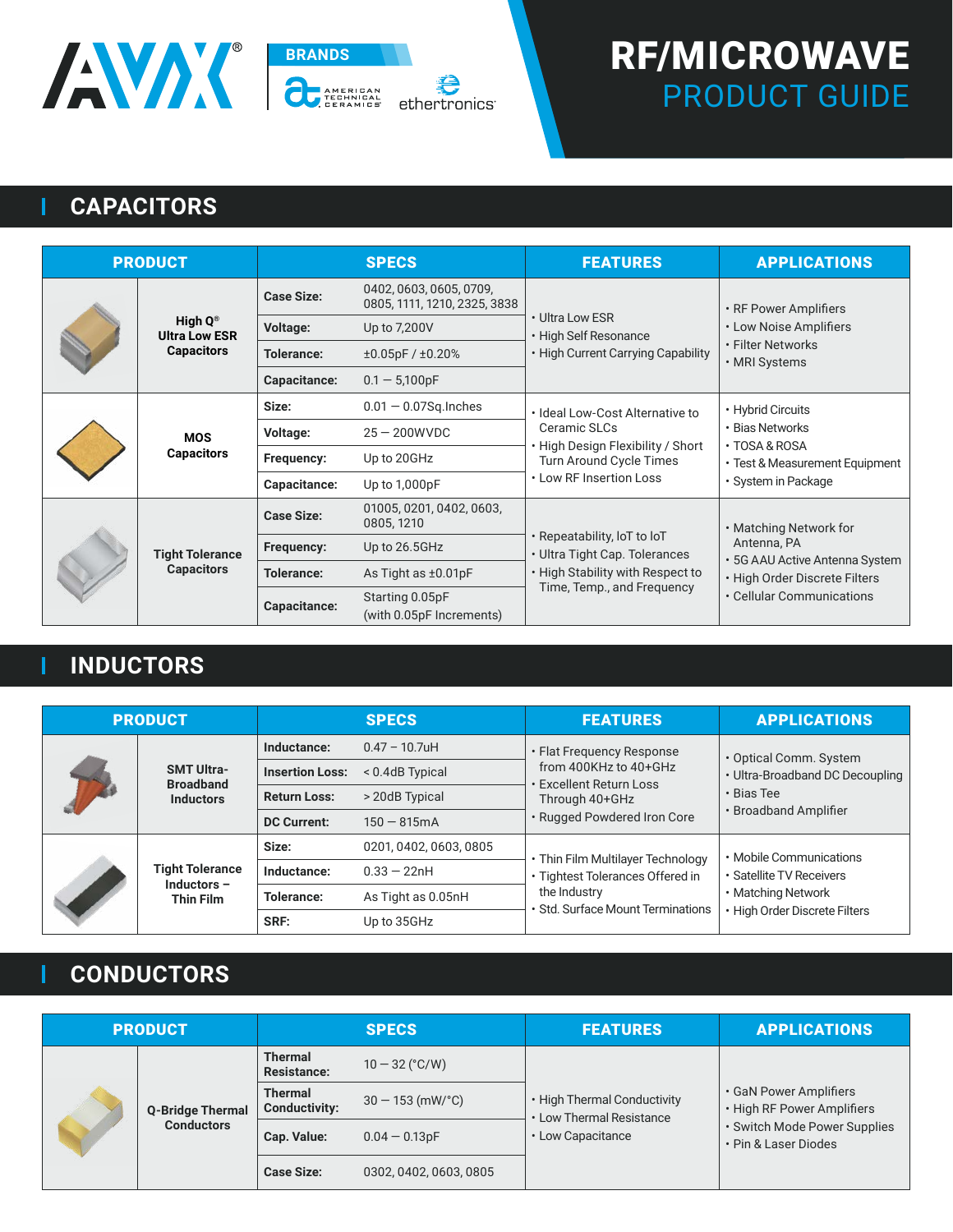AVX® BRANDS American Technical Ceramics ethertronics

# RF/MICROWAVE PRODUCT GUIDE

## CAPACITORS

| PRODUCT | SPECS | | FEATURES | APPLICATIONS |
|---|---|---|---|---|
| High Q® Ultra Low ESR Capacitors | Case Size: | 0402, 0603, 0605, 0709, 0805, 1111, 1210, 2325, 3838 | • Ultra Low ESR<br>• High Self Resonance<br>• High Current Carrying Capability | • RF Power Amplifiers<br>• Low Noise Amplifiers<br>• Filter Networks<br>• MRI Systems |
| | Voltage: | Up to 7,200V | | |
| | Tolerance: | ±0.05pF / ±0.20% | | |
| | Capacitance: | 0.1 — 5,100pF | | |
| MOS Capacitors | Size: | 0.01 — 0.07Sq.Inches | • Ideal Low-Cost Alternative to Ceramic SLCs<br>• High Design Flexibility / Short Turn Around Cycle Times<br>• Low RF Insertion Loss | • Hybrid Circuits<br>• Bias Networks<br>• TOSA & ROSA<br>• Test & Measurement Equipment<br>• System in Package |
| | Voltage: | 25 — 200WVDC | | |
| | Frequency: | Up to 20GHz | | |
| | Capacitance: | Up to 1,000pF | | |
| Tight Tolerance Capacitors | Case Size: | 01005, 0201, 0402, 0603, 0805, 1210 | • Repeatability, IoT to IoT<br>• Ultra Tight Cap. Tolerances<br>• High Stability with Respect to Time, Temp., and Frequency | • Matching Network for Antenna, PA<br>• 5G AAU Active Antenna System<br>• High Order Discrete Filters<br>• Cellular Communications |
| | Frequency: | Up to 26.5GHz | | |
| | Tolerance: | As Tight as ±0.01pF | | |
| | Capacitance: | Starting 0.05pF (with 0.05pF Increments) | | |

## INDUCTORS

| PRODUCT | SPECS | | FEATURES | APPLICATIONS |
|---|---|---|---|---|
| SMT Ultra-Broadband Inductors | Inductance: | 0.47 – 10.7uH | • Flat Frequency Response from 400KHz to 40+GHz<br>• Excellent Return Loss Through 40+GHz<br>• Rugged Powdered Iron Core | • Optical Comm. System<br>• Ultra-Broadband DC Decoupling<br>• Bias Tee<br>• Broadband Amplifier |
| | Insertion Loss: | < 0.4dB Typical | | |
| | Return Loss: | > 20dB Typical | | |
| | DC Current: | 150 — 815mA | | |
| Tight Tolerance Inductors – Thin Film | Size: | 0201, 0402, 0603, 0805 | • Thin Film Multilayer Technology<br>• Tightest Tolerances Offered in the Industry<br>• Std. Surface Mount Terminations | • Mobile Communications<br>• Satellite TV Receivers<br>• Matching Network<br>• High Order Discrete Filters |
| | Inductance: | 0.33 — 22nH | | |
| | Tolerance: | As Tight as 0.05nH | | |
| | SRF: | Up to 35GHz | | |

## CONDUCTORS

| PRODUCT | SPECS | | FEATURES | APPLICATIONS |
|---|---|---|---|---|
| Q-Bridge Thermal Conductors | Thermal Resistance: | 10 — 32 (°C/W) | • High Thermal Conductivity<br>• Low Thermal Resistance<br>• Low Capacitance | • GaN Power Amplifiers<br>• High RF Power Amplifiers<br>• Switch Mode Power Supplies<br>• Pin & Laser Diodes |
| | Thermal Conductivity: | 30 — 153 (mW/°C) | | |
| | Cap. Value: | 0.04 — 0.13pF | | |
| | Case Size: | 0302, 0402, 0603, 0805 | | |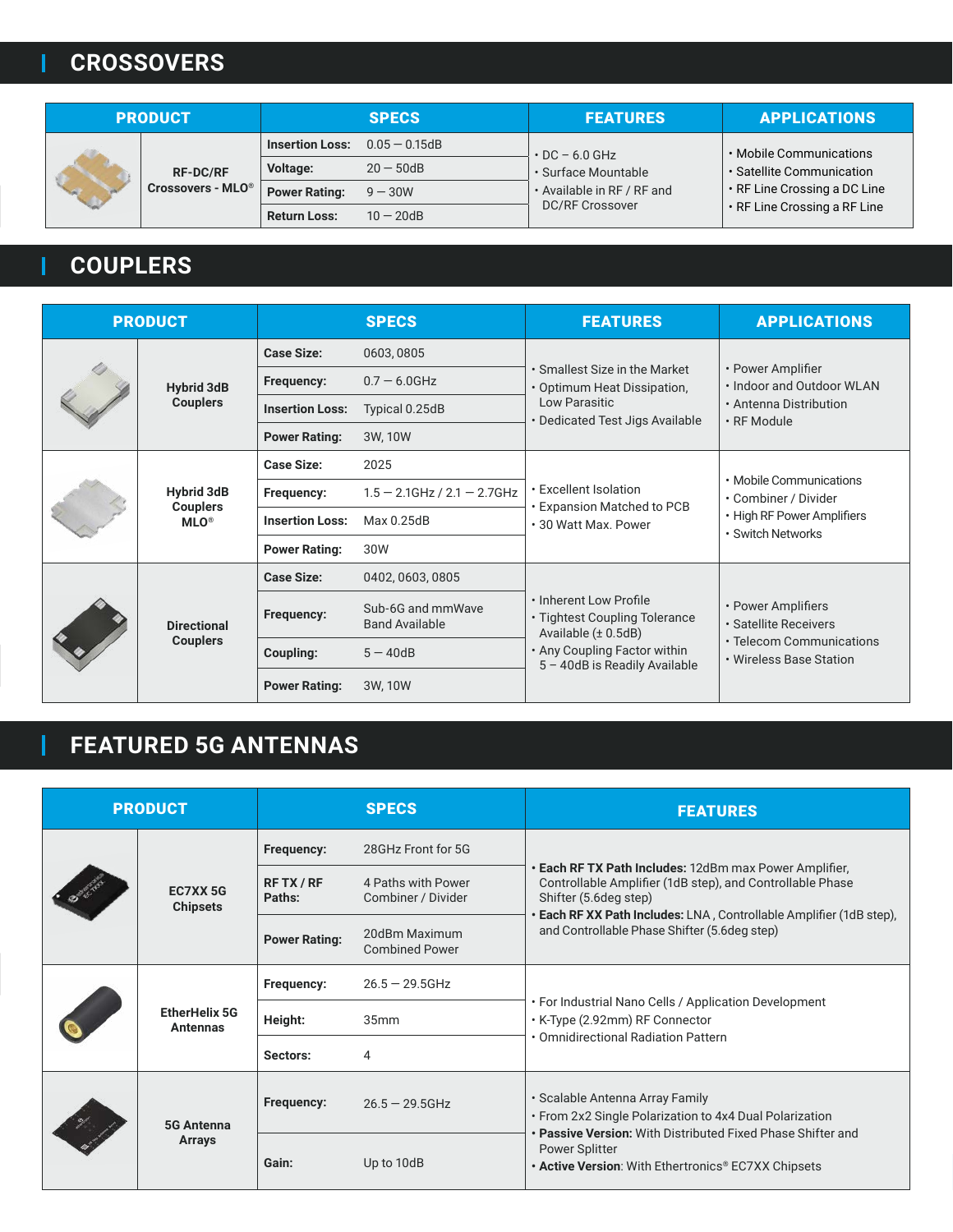## CROSSOVERS

| PRODUCT | | SPECS | | FEATURES | APPLICATIONS |
|---|---|---|---|---|---|
| | RF-DC/RF Crossovers - MLO® | Insertion Loss: | 0.05 — 0.15dB | • DC – 6.0 GHz<br>• Surface Mountable<br>• Available in RF / RF and DC/RF Crossover | • Mobile Communications<br>• Satellite Communication<br>• RF Line Crossing a DC Line<br>• RF Line Crossing a RF Line |
| | | Voltage: | 20 — 50dB | | |
| | | Power Rating: | 9 — 30W | | |
| | | Return Loss: | 10 — 20dB | | |

## COUPLERS

| PRODUCT | | SPECS | | FEATURES | APPLICATIONS |
|---|---|---|---|---|---|
| | Hybrid 3dB Couplers | Case Size: | 0603, 0805 | • Smallest Size in the Market<br>• Optimum Heat Dissipation, Low Parasitic<br>• Dedicated Test Jigs Available | • Power Amplifier<br>• Indoor and Outdoor WLAN<br>• Antenna Distribution<br>• RF Module |
| | | Frequency: | 0.7 — 6.0GHz | | |
| | | Insertion Loss: | Typical 0.25dB | | |
| | | Power Rating: | 3W, 10W | | |
| | Hybrid 3dB Couplers MLO® | Case Size: | 2025 | • Excellent Isolation<br>• Expansion Matched to PCB<br>• 30 Watt Max. Power | • Mobile Communications<br>• Combiner / Divider<br>• High RF Power Amplifiers<br>• Switch Networks |
| | | Frequency: | 1.5 — 2.1GHz / 2.1 — 2.7GHz | | |
| | | Insertion Loss: | Max 0.25dB | | |
| | | Power Rating: | 30W | | |
| | Directional Couplers | Case Size: | 0402, 0603, 0805 | • Inherent Low Profile<br>• Tightest Coupling Tolerance Available (± 0.5dB)<br>• Any Coupling Factor within 5 – 40dB is Readily Available | • Power Amplifiers<br>• Satellite Receivers<br>• Telecom Communications<br>• Wireless Base Station |
| | | Frequency: | Sub-6G and mmWave Band Available | | |
| | | Coupling: | 5 — 40dB | | |
| | | Power Rating: | 3W, 10W | | |

## FEATURED 5G ANTENNAS

| PRODUCT | | SPECS | | FEATURES |
|---|---|---|---|---|
| | EC7XX 5G Chipsets | Frequency: | 28GHz Front for 5G | • **Each RF TX Path Includes:** 12dBm max Power Amplifier, Controllable Amplifier (1dB step), and Controllable Phase Shifter (5.6deg step)<br>• **Each RF XX Path Includes:** LNA , Controllable Amplifier (1dB step), and Controllable Phase Shifter (5.6deg step) |
| | | RF TX / RF Paths: | 4 Paths with Power Combiner / Divider | |
| | | Power Rating: | 20dBm Maximum Combined Power | |
| | EtherHelix 5G Antennas | Frequency: | 26.5 — 29.5GHz | • For Industrial Nano Cells / Application Development<br>• K-Type (2.92mm) RF Connector<br>• Omnidirectional Radiation Pattern |
| | | Height: | 35mm | |
| | | Sectors: | 4 | |
| | 5G Antenna Arrays | Frequency: | 26.5 — 29.5GHz | • Scalable Antenna Array Family<br>• From 2x2 Single Polarization to 4x4 Dual Polarization<br>• **Passive Version:** With Distributed Fixed Phase Shifter and Power Splitter<br>• **Active Version**: With Ethertronics® EC7XX Chipsets |
| | | Gain: | Up to 10dB | |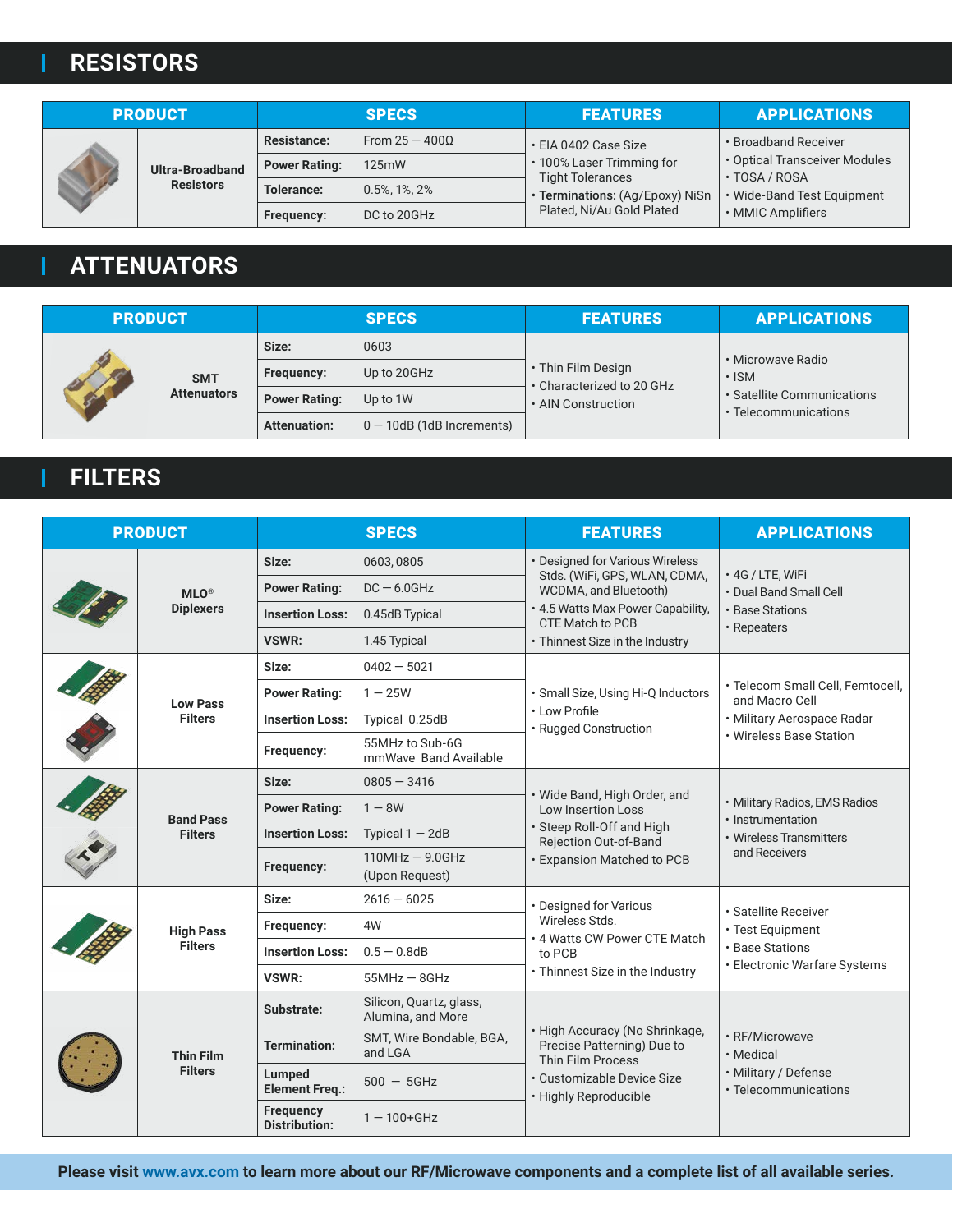## RESISTORS

| PRODUCT | SPECS | | FEATURES | APPLICATIONS |
|---|---|---|---|---|
| Ultra-Broadband Resistors | **Resistance:** | From 25 — 400Ω | • EIA 0402 Case Size<br>• 100% Laser Trimming for Tight Tolerances<br>• **Terminations:** (Ag/Epoxy) NiSn Plated, Ni/Au Gold Plated | • Broadband Receiver<br>• Optical Transceiver Modules<br>• TOSA / ROSA<br>• Wide-Band Test Equipment<br>• MMIC Amplifiers |
| | **Power Rating:** | 125mW | | |
| | **Tolerance:** | 0.5%, 1%, 2% | | |
| | **Frequency:** | DC to 20GHz | | |

## ATTENUATORS

| PRODUCT | SPECS | | FEATURES | APPLICATIONS |
|---|---|---|---|---|
| SMT Attenuators | **Size:** | 0603 | • Thin Film Design<br>• Characterized to 20 GHz<br>• AIN Construction | • Microwave Radio<br>• ISM<br>• Satellite Communications<br>• Telecommunications |
| | **Frequency:** | Up to 20GHz | | |
| | **Power Rating:** | Up to 1W | | |
| | **Attenuation:** | 0 — 10dB (1dB Increments) | | |

## FILTERS

| PRODUCT | SPECS | | FEATURES | APPLICATIONS |
|---|---|---|---|---|
| MLO® Diplexers | **Size:** | 0603, 0805 | • Designed for Various Wireless Stds. (WiFi, GPS, WLAN, CDMA, WCDMA, and Bluetooth)<br>• 4.5 Watts Max Power Capability, CTE Match to PCB<br>• Thinnest Size in the Industry | • 4G / LTE, WiFi<br>• Dual Band Small Cell<br>• Base Stations<br>• Repeaters |
| | **Power Rating:** | DC — 6.0GHz | | |
| | **Insertion Loss:** | 0.45dB Typical | | |
| | **VSWR:** | 1.45 Typical | | |
| Low Pass Filters | **Size:** | 0402 — 5021 | • Small Size, Using Hi-Q Inductors<br>• Low Profile<br>• Rugged Construction | • Telecom Small Cell, Femtocell, and Macro Cell<br>• Military Aerospace Radar<br>• Wireless Base Station |
| | **Power Rating:** | 1 — 25W | | |
| | **Insertion Loss:** | Typical 0.25dB | | |
| | **Frequency:** | 55MHz to Sub-6G mmWave Band Available | | |
| Band Pass Filters | **Size:** | 0805 — 3416 | • Wide Band, High Order, and Low Insertion Loss<br>• Steep Roll-Off and High Rejection Out-of-Band<br>• Expansion Matched to PCB | • Military Radios, EMS Radios<br>• Instrumentation<br>• Wireless Transmitters and Receivers |
| | **Power Rating:** | 1 — 8W | | |
| | **Insertion Loss:** | Typical 1 — 2dB | | |
| | **Frequency:** | 110MHz — 9.0GHz (Upon Request) | | |
| High Pass Filters | **Size:** | 2616 — 6025 | • Designed for Various Wireless Stds.<br>• 4 Watts CW Power CTE Match to PCB<br>• Thinnest Size in the Industry | • Satellite Receiver<br>• Test Equipment<br>• Base Stations<br>• Electronic Warfare Systems |
| | **Frequency:** | 4W | | |
| | **Insertion Loss:** | 0.5 — 0.8dB | | |
| | **VSWR:** | 55MHz — 8GHz | | |
| Thin Film Filters | **Substrate:** | Silicon, Quartz, glass, Alumina, and More | • High Accuracy (No Shrinkage, Precise Patterning) Due to Thin Film Process<br>• Customizable Device Size<br>• Highly Reproducible | • RF/Microwave<br>• Medical<br>• Military / Defense<br>• Telecommunications |
| | **Termination:** | SMT, Wire Bondable, BGA, and LGA | | |
| | **Lumped Element Freq.:** | 500 — 5GHz | | |
| | **Frequency Distribution:** | 1 — 100+GHz | | |

**Please visit www.avx.com to learn more about our RF/Microwave components and a complete list of all available series.**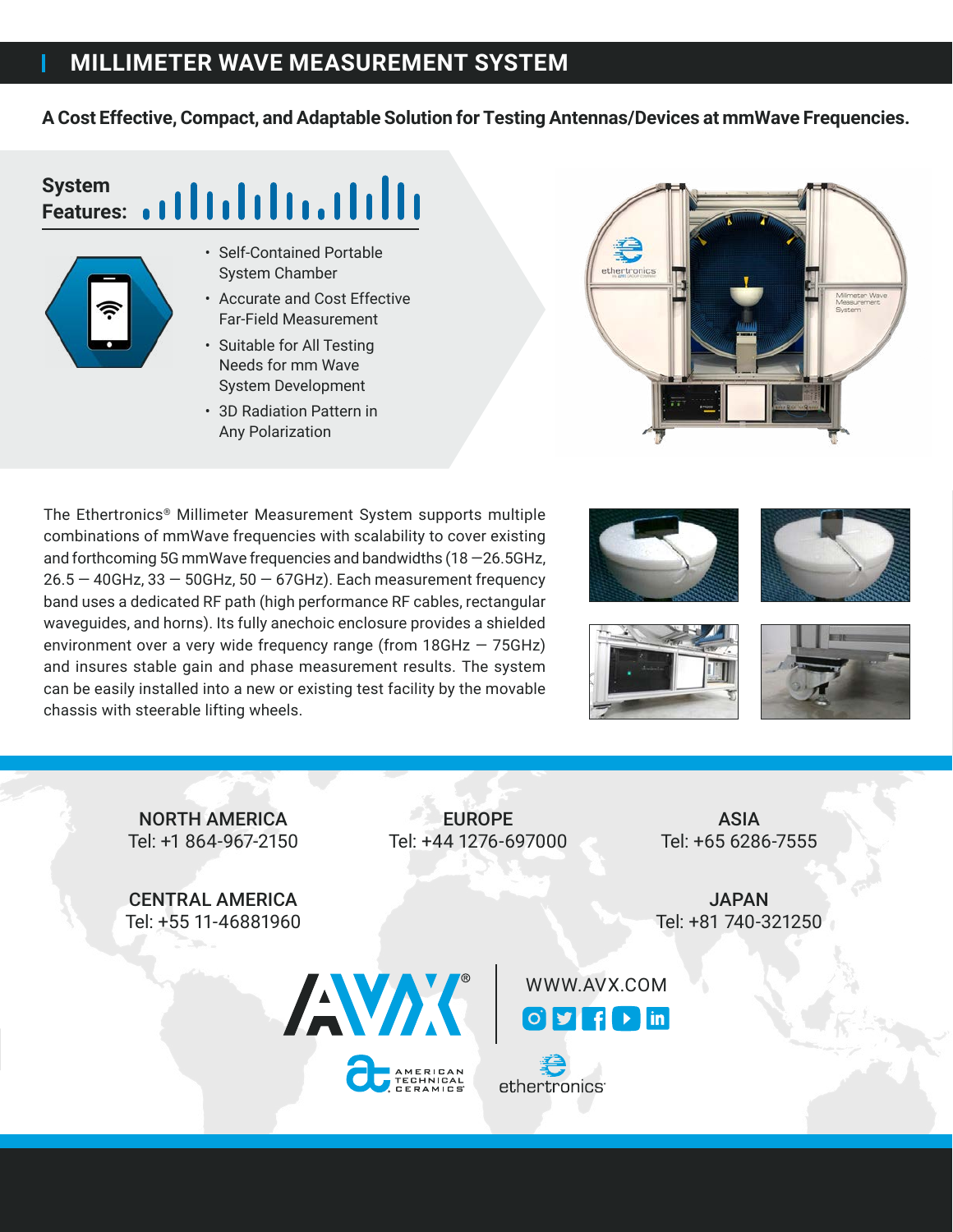# MILLIMETER WAVE MEASUREMENT SYSTEM

**A Cost Effective, Compact, and Adaptable Solution for Testing Antennas/Devices at mmWave Frequencies.**

## System Features:

- Self-Contained Portable System Chamber
- Accurate and Cost Effective Far-Field Measurement
- Suitable for All Testing Needs for mm Wave System Development
- 3D Radiation Pattern in Any Polarization

The Ethertronics® Millimeter Measurement System supports multiple combinations of mmWave frequencies with scalability to cover existing and forthcoming 5G mmWave frequencies and bandwidths (18 —26.5GHz, 26.5 — 40GHz, 33 — 50GHz, 50 — 67GHz). Each measurement frequency band uses a dedicated RF path (high performance RF cables, rectangular waveguides, and horns). Its fully anechoic enclosure provides a shielded environment over a very wide frequency range (from 18GHz — 75GHz) and insures stable gain and phase measurement results. The system can be easily installed into a new or existing test facility by the movable chassis with steerable lifting wheels.

NORTH AMERICA
Tel: +1 864-967-2150

EUROPE
Tel: +44 1276-697000

ASIA
Tel: +65 6286-7555

CENTRAL AMERICA
Tel: +55 11-46881960

JAPAN
Tel: +81 740-321250

WWW.AVX.COM